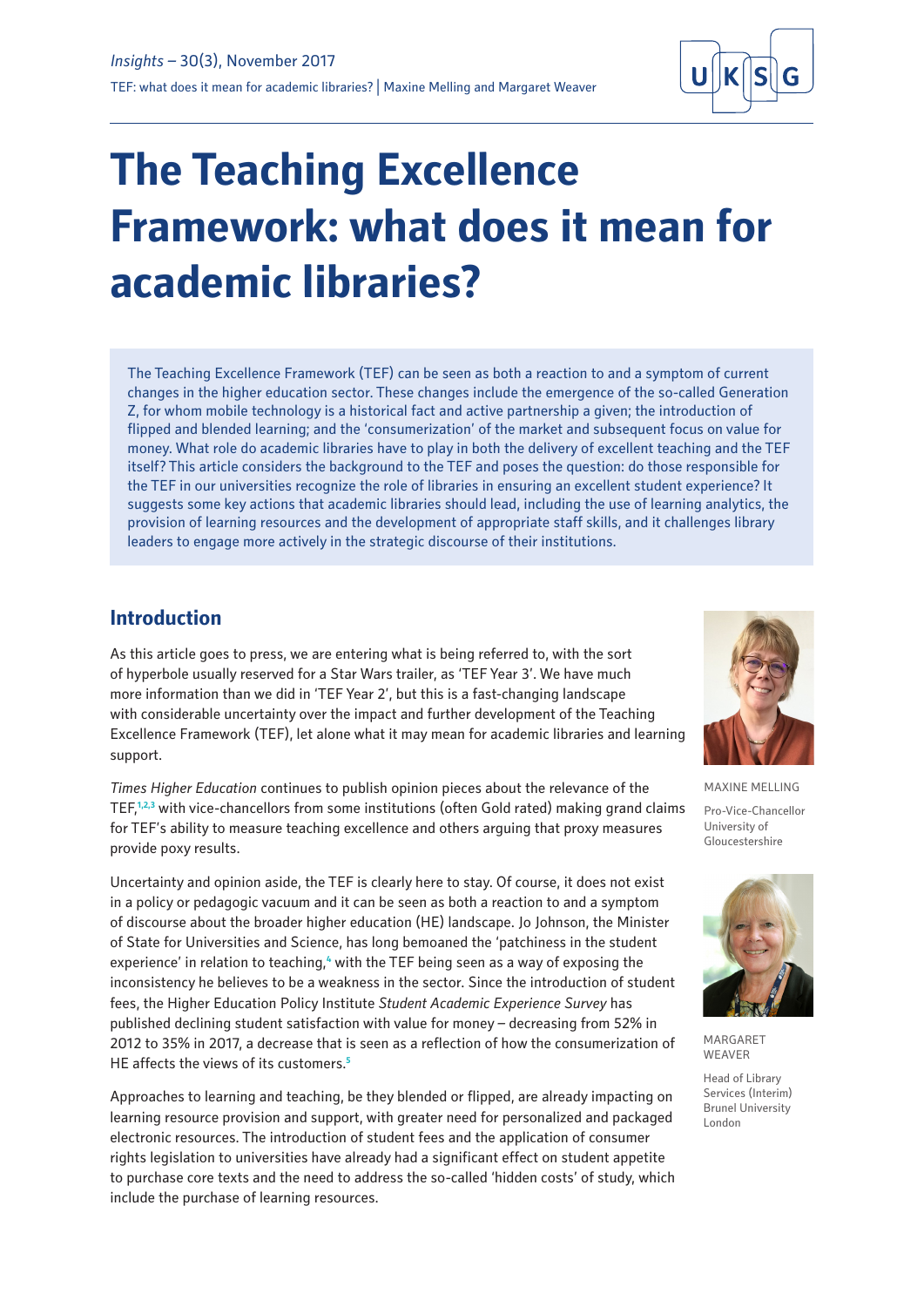# The Teaching Excellence Framework: what does it mean for academic libraries?

The Teaching Excellence Framework (TEF) can be seen as both a reaction to and a symptom of current changes in the higher education sector. These changes include the emergence of the so-called Generation Z, for whom mobile technology is a historical fact and active partnership a given; the introduction of flipped and blended learning; and the 'consumerization' of the market and subsequent focus on value for money. What role do academic libraries have to play in both the delivery of excellent teaching and the TEF itself? This article considers the background to the TEF and poses the question: do those responsible for the TEF in our universities recognize the role of libraries in ensuring an excellent student experience? It suggests some key actions that academic libraries should lead, including the use of learning analytics, the provision of learning resources and the development of appropriate staff skills, and it challenges library leaders to engage more actively in the strategic discourse of their institutions.

MAXINE MELLING

Pro-Vice-Chancellor University of Gloucestershire

MARGARET WEAVER

Head of Library Services (Interim) Brunel University London

## Introduction

As this article goes to press, we are entering what is being referred to, with the sort of hyperbole usually reserved for a Star Wars trailer, as 'TEF Year 3'. We have much more information than we did in 'TEF Year 2', but this is a fast-changing landscape with considerable uncertainty over the impact and further development of the Teaching Excellence Framework (TEF), let alone what it may mean for academic libraries and learning support.

*Times Higher Education* continues to publish opinion pieces about the relevance of the TEF,[1,2,3] with vice-chancellors from some institutions (often Gold rated) making grand claims for TEF's ability to measure teaching excellence and others arguing that proxy measures provide poxy results.

Uncertainty and opinion aside, the TEF is clearly here to stay. Of course, it does not exist in a policy or pedagogic vacuum and it can be seen as both a reaction to and a symptom of discourse about the broader higher education (HE) landscape. Jo Johnson, the Minister of State for Universities and Science, has long bemoaned the 'patchiness in the student experience' in relation to teaching,[4] with the TEF being seen as a way of exposing the inconsistency he believes to be a weakness in the sector. Since the introduction of student fees, the Higher Education Policy Institute *Student Academic Experience Survey* has published declining student satisfaction with value for money – decreasing from 52% in 2012 to 35% in 2017, a decrease that is seen as a reflection of how the consumerization of HE affects the views of its customers.[5]

Approaches to learning and teaching, be they blended or flipped, are already impacting on learning resource provision and support, with greater need for personalized and packaged electronic resources. The introduction of student fees and the application of consumer rights legislation to universities have already had a significant effect on student appetite to purchase core texts and the need to address the so-called 'hidden costs' of study, which include the purchase of learning resources.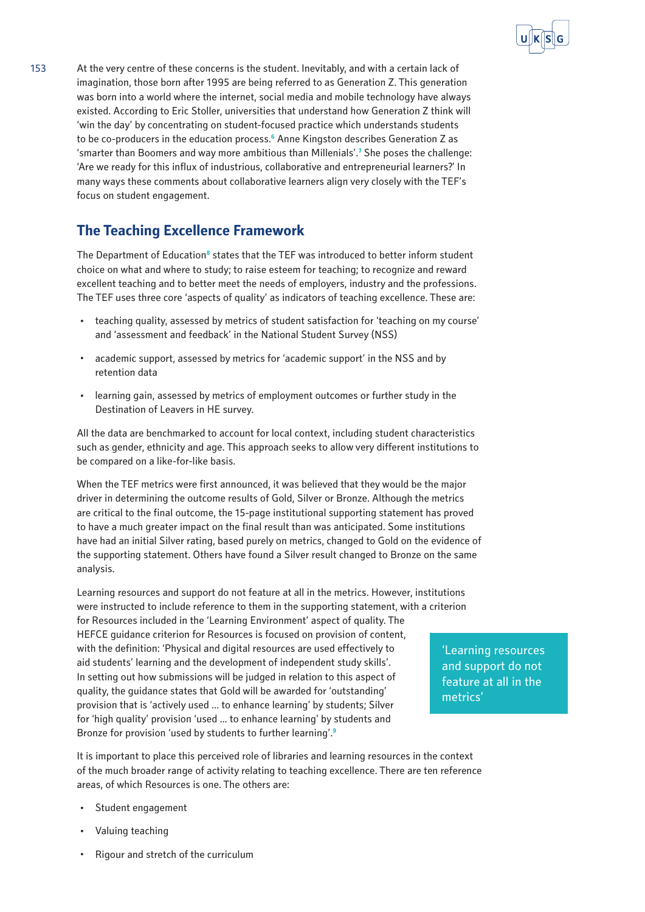At the very centre of these concerns is the student. Inevitably, and with a certain lack of imagination, those born after 1995 are being referred to as Generation Z. This generation was born into a world where the internet, social media and mobile technology have always existed. According to Eric Stoller, universities that understand how Generation Z think will 'win the day' by concentrating on student-focused practice which understands students to be co-producers in the education process.[6] Anne Kingston describes Generation Z as 'smarter than Boomers and way more ambitious than Millenials'.[7] She poses the challenge: 'Are we ready for this influx of industrious, collaborative and entrepreneurial learners?' In many ways these comments about collaborative learners align very closely with the TEF's focus on student engagement.

## The Teaching Excellence Framework

The Department of Education[8] states that the TEF was introduced to better inform student choice on what and where to study; to raise esteem for teaching; to recognize and reward excellent teaching and to better meet the needs of employers, industry and the professions. The TEF uses three core 'aspects of quality' as indicators of teaching excellence. These are:

- teaching quality, assessed by metrics of student satisfaction for 'teaching on my course' and 'assessment and feedback' in the National Student Survey (NSS)
- academic support, assessed by metrics for 'academic support' in the NSS and by retention data
- learning gain, assessed by metrics of employment outcomes or further study in the Destination of Leavers in HE survey.

All the data are benchmarked to account for local context, including student characteristics such as gender, ethnicity and age. This approach seeks to allow very different institutions to be compared on a like-for-like basis.

When the TEF metrics were first announced, it was believed that they would be the major driver in determining the outcome results of Gold, Silver or Bronze. Although the metrics are critical to the final outcome, the 15-page institutional supporting statement has proved to have a much greater impact on the final result than was anticipated. Some institutions have had an initial Silver rating, based purely on metrics, changed to Gold on the evidence of the supporting statement. Others have found a Silver result changed to Bronze on the same analysis.

Learning resources and support do not feature at all in the metrics. However, institutions were instructed to include reference to them in the supporting statement, with a criterion for Resources included in the 'Learning Environment' aspect of quality. The HEFCE guidance criterion for Resources is focused on provision of content, with the definition: 'Physical and digital resources are used effectively to aid students' learning and the development of independent study skills'. In setting out how submissions will be judged in relation to this aspect of quality, the guidance states that Gold will be awarded for 'outstanding' provision that is 'actively used ... to enhance learning' by students; Silver for 'high quality' provision 'used ... to enhance learning' by students and Bronze for provision 'used by students to further learning'.[9]

> 'Learning resources and support do not feature at all in the metrics'

It is important to place this perceived role of libraries and learning resources in the context of the much broader range of activity relating to teaching excellence. There are ten reference areas, of which Resources is one. The others are:

- Student engagement
- Valuing teaching
- Rigour and stretch of the curriculum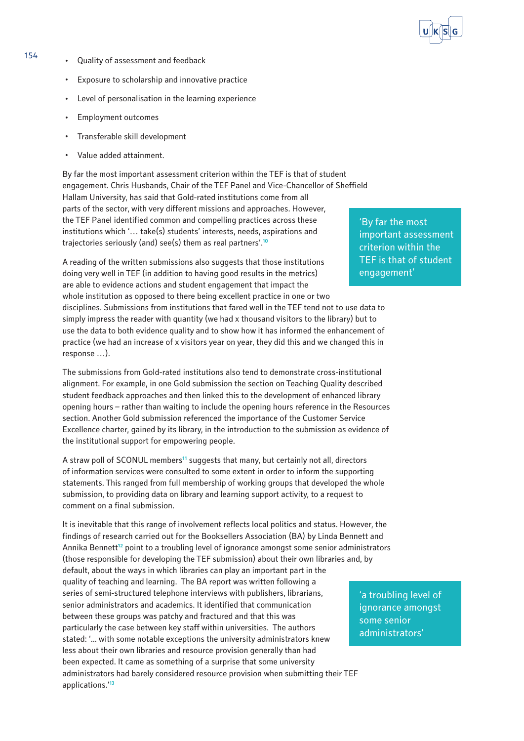- Quality of assessment and feedback
- Exposure to scholarship and innovative practice
- Level of personalisation in the learning experience
- Employment outcomes
- Transferable skill development
- Value added attainment.

By far the most important assessment criterion within the TEF is that of student engagement. Chris Husbands, Chair of the TEF Panel and Vice-Chancellor of Sheffield Hallam University, has said that Gold-rated institutions come from all parts of the sector, with very different missions and approaches. However, the TEF Panel identified common and compelling practices across these institutions which '… take(s) students' interests, needs, aspirations and trajectories seriously (and) see(s) them as real partners'.[10]

> 'By far the most important assessment criterion within the TEF is that of student engagement'

A reading of the written submissions also suggests that those institutions doing very well in TEF (in addition to having good results in the metrics) are able to evidence actions and student engagement that impact the whole institution as opposed to there being excellent practice in one or two disciplines. Submissions from institutions that fared well in the TEF tend not to use data to simply impress the reader with quantity (we had x thousand visitors to the library) but to use the data to both evidence quality and to show how it has informed the enhancement of practice (we had an increase of x visitors year on year, they did this and we changed this in response …).

The submissions from Gold-rated institutions also tend to demonstrate cross-institutional alignment. For example, in one Gold submission the section on Teaching Quality described student feedback approaches and then linked this to the development of enhanced library opening hours – rather than waiting to include the opening hours reference in the Resources section. Another Gold submission referenced the importance of the Customer Service Excellence charter, gained by its library, in the introduction to the submission as evidence of the institutional support for empowering people.

A straw poll of SCONUL members[11] suggests that many, but certainly not all, directors of information services were consulted to some extent in order to inform the supporting statements. This ranged from full membership of working groups that developed the whole submission, to providing data on library and learning support activity, to a request to comment on a final submission.

It is inevitable that this range of involvement reflects local politics and status. However, the findings of research carried out for the Booksellers Association (BA) by Linda Bennett and Annika Bennett[12] point to a troubling level of ignorance amongst some senior administrators (those responsible for developing the TEF submission) about their own libraries and, by default, about the ways in which libraries can play an important part in the quality of teaching and learning. The BA report was written following a series of semi-structured telephone interviews with publishers, librarians, senior administrators and academics. It identified that communication between these groups was patchy and fractured and that this was particularly the case between key staff within universities. The authors stated: '... with some notable exceptions the university administrators knew less about their own libraries and resource provision generally than had been expected. It came as something of a surprise that some university administrators had barely considered resource provision when submitting their TEF applications.'[13]

> 'a troubling level of ignorance amongst some senior administrators'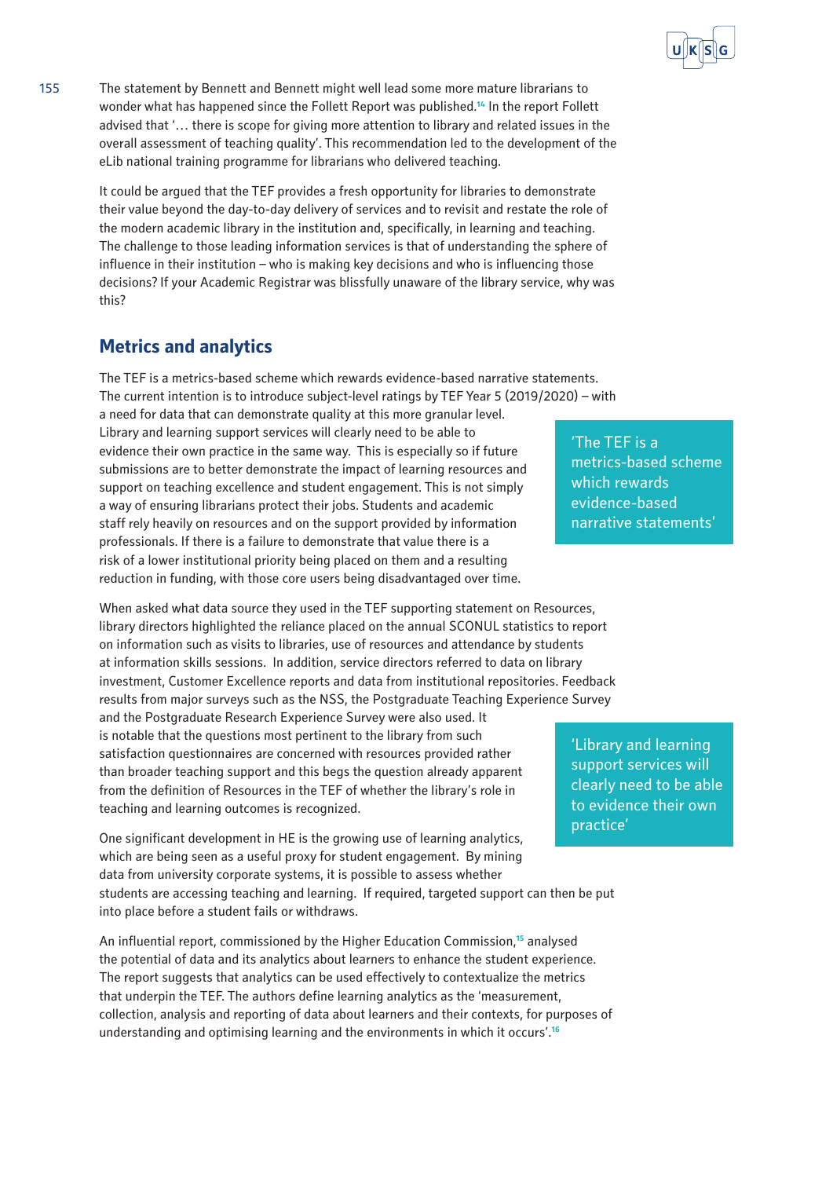The statement by Bennett and Bennett might well lead some more mature librarians to wonder what has happened since the Follett Report was published.[14] In the report Follett advised that '… there is scope for giving more attention to library and related issues in the overall assessment of teaching quality'. This recommendation led to the development of the eLib national training programme for librarians who delivered teaching.

It could be argued that the TEF provides a fresh opportunity for libraries to demonstrate their value beyond the day-to-day delivery of services and to revisit and restate the role of the modern academic library in the institution and, specifically, in learning and teaching. The challenge to those leading information services is that of understanding the sphere of influence in their institution – who is making key decisions and who is influencing those decisions? If your Academic Registrar was blissfully unaware of the library service, why was this?

## Metrics and analytics

The TEF is a metrics-based scheme which rewards evidence-based narrative statements. The current intention is to introduce subject-level ratings by TEF Year 5 (2019/2020) – with a need for data that can demonstrate quality at this more granular level. Library and learning support services will clearly need to be able to evidence their own practice in the same way. This is especially so if future submissions are to better demonstrate the impact of learning resources and support on teaching excellence and student engagement. This is not simply a way of ensuring librarians protect their jobs. Students and academic staff rely heavily on resources and on the support provided by information professionals. If there is a failure to demonstrate that value there is a risk of a lower institutional priority being placed on them and a resulting reduction in funding, with those core users being disadvantaged over time.

> 'The TEF is a metrics-based scheme which rewards evidence-based narrative statements'

When asked what data source they used in the TEF supporting statement on Resources, library directors highlighted the reliance placed on the annual SCONUL statistics to report on information such as visits to libraries, use of resources and attendance by students at information skills sessions. In addition, service directors referred to data on library investment, Customer Excellence reports and data from institutional repositories. Feedback results from major surveys such as the NSS, the Postgraduate Teaching Experience Survey and the Postgraduate Research Experience Survey were also used. It is notable that the questions most pertinent to the library from such satisfaction questionnaires are concerned with resources provided rather than broader teaching support and this begs the question already apparent from the definition of Resources in the TEF of whether the library's role in teaching and learning outcomes is recognized.

> 'Library and learning support services will clearly need to be able to evidence their own practice'

One significant development in HE is the growing use of learning analytics, which are being seen as a useful proxy for student engagement. By mining data from university corporate systems, it is possible to assess whether students are accessing teaching and learning. If required, targeted support can then be put into place before a student fails or withdraws.

An influential report, commissioned by the Higher Education Commission,[15] analysed the potential of data and its analytics about learners to enhance the student experience. The report suggests that analytics can be used effectively to contextualize the metrics that underpin the TEF. The authors define learning analytics as the 'measurement, collection, analysis and reporting of data about learners and their contexts, for purposes of understanding and optimising learning and the environments in which it occurs'.[16]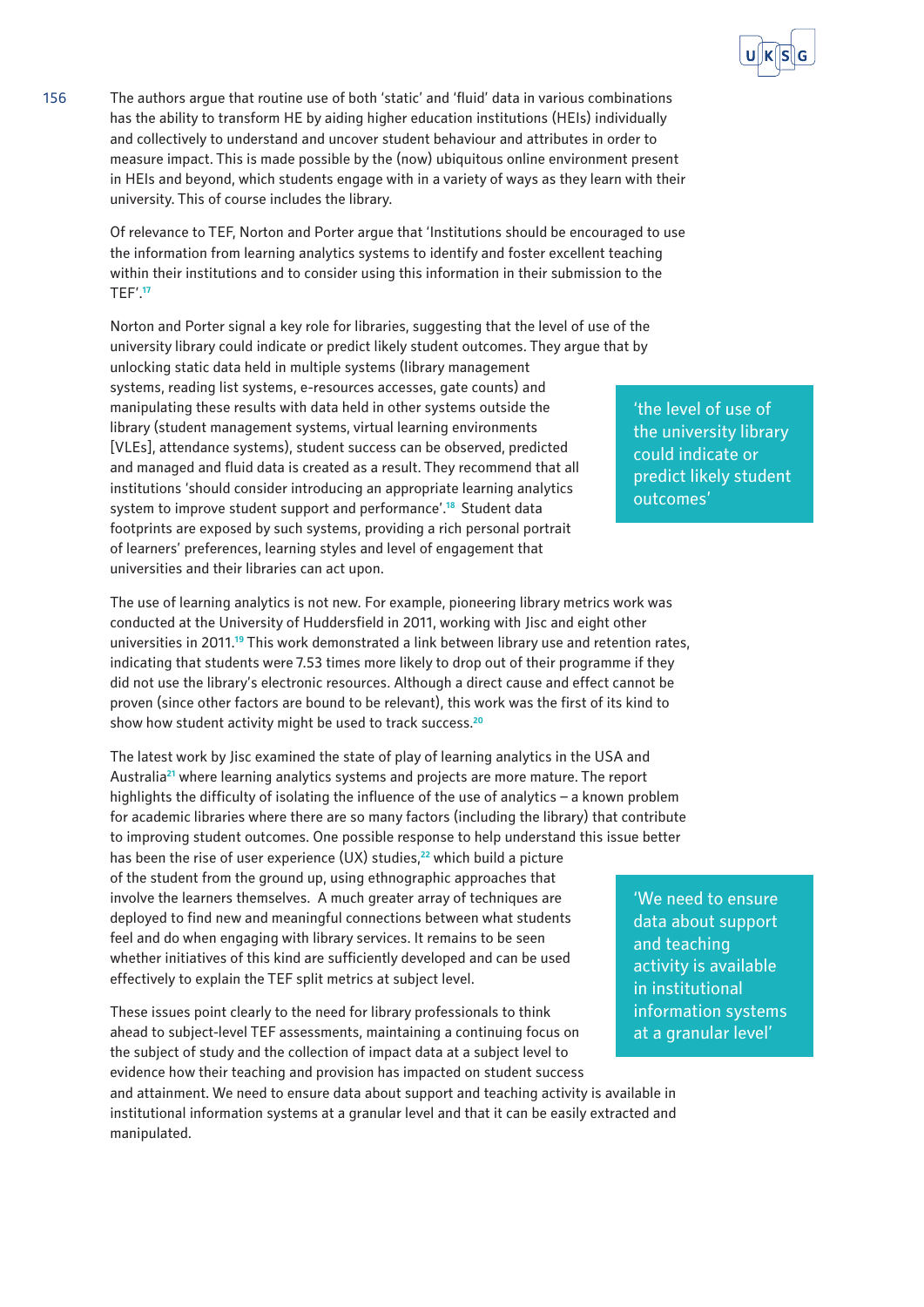The authors argue that routine use of both 'static' and 'fluid' data in various combinations has the ability to transform HE by aiding higher education institutions (HEIs) individually and collectively to understand and uncover student behaviour and attributes in order to measure impact. This is made possible by the (now) ubiquitous online environment present in HEIs and beyond, which students engage with in a variety of ways as they learn with their university. This of course includes the library.

Of relevance to TEF, Norton and Porter argue that 'Institutions should be encouraged to use the information from learning analytics systems to identify and foster excellent teaching within their institutions and to consider using this information in their submission to the TEF'.[17]

Norton and Porter signal a key role for libraries, suggesting that the level of use of the university library could indicate or predict likely student outcomes. They argue that by unlocking static data held in multiple systems (library management systems, reading list systems, e-resources accesses, gate counts) and manipulating these results with data held in other systems outside the library (student management systems, virtual learning environments [VLEs], attendance systems), student success can be observed, predicted and managed and fluid data is created as a result. They recommend that all institutions 'should consider introducing an appropriate learning analytics system to improve student support and performance'.[18] Student data footprints are exposed by such systems, providing a rich personal portrait of learners' preferences, learning styles and level of engagement that universities and their libraries can act upon.

> 'the level of use of the university library could indicate or predict likely student outcomes'

The use of learning analytics is not new. For example, pioneering library metrics work was conducted at the University of Huddersfield in 2011, working with Jisc and eight other universities in 2011.[19] This work demonstrated a link between library use and retention rates, indicating that students were 7.53 times more likely to drop out of their programme if they did not use the library's electronic resources. Although a direct cause and effect cannot be proven (since other factors are bound to be relevant), this work was the first of its kind to show how student activity might be used to track success.[20]

The latest work by Jisc examined the state of play of learning analytics in the USA and Australia[21] where learning analytics systems and projects are more mature. The report highlights the difficulty of isolating the influence of the use of analytics – a known problem for academic libraries where there are so many factors (including the library) that contribute to improving student outcomes. One possible response to help understand this issue better has been the rise of user experience (UX) studies,[22] which build a picture of the student from the ground up, using ethnographic approaches that involve the learners themselves. A much greater array of techniques are deployed to find new and meaningful connections between what students feel and do when engaging with library services. It remains to be seen whether initiatives of this kind are sufficiently developed and can be used effectively to explain the TEF split metrics at subject level.

> 'We need to ensure data about support and teaching activity is available in institutional information systems at a granular level'

These issues point clearly to the need for library professionals to think ahead to subject-level TEF assessments, maintaining a continuing focus on the subject of study and the collection of impact data at a subject level to evidence how their teaching and provision has impacted on student success and attainment. We need to ensure data about support and teaching activity is available in institutional information systems at a granular level and that it can be easily extracted and manipulated.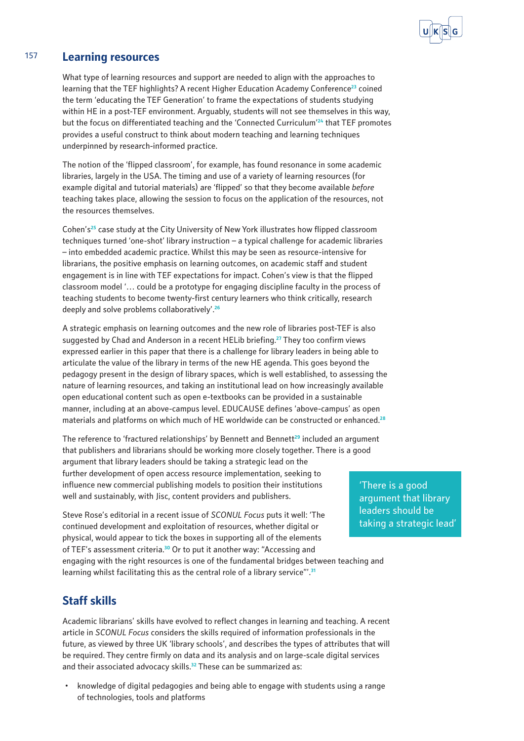## Learning resources

What type of learning resources and support are needed to align with the approaches to learning that the TEF highlights? A recent Higher Education Academy Conference[23] coined the term 'educating the TEF Generation' to frame the expectations of students studying within HE in a post-TEF environment. Arguably, students will not see themselves in this way, but the focus on differentiated teaching and the 'Connected Curriculum'[24] that TEF promotes provides a useful construct to think about modern teaching and learning techniques underpinned by research-informed practice.

The notion of the 'flipped classroom', for example, has found resonance in some academic libraries, largely in the USA. The timing and use of a variety of learning resources (for example digital and tutorial materials) are 'flipped' so that they become available *before* teaching takes place, allowing the session to focus on the application of the resources, not the resources themselves.

Cohen's[25] case study at the City University of New York illustrates how flipped classroom techniques turned 'one-shot' library instruction – a typical challenge for academic libraries – into embedded academic practice. Whilst this may be seen as resource-intensive for librarians, the positive emphasis on learning outcomes, on academic staff and student engagement is in line with TEF expectations for impact. Cohen's view is that the flipped classroom model '… could be a prototype for engaging discipline faculty in the process of teaching students to become twenty-first century learners who think critically, research deeply and solve problems collaboratively'.[26]

A strategic emphasis on learning outcomes and the new role of libraries post-TEF is also suggested by Chad and Anderson in a recent HELib briefing.[27] They too confirm views expressed earlier in this paper that there is a challenge for library leaders in being able to articulate the value of the library in terms of the new HE agenda. This goes beyond the pedagogy present in the design of library spaces, which is well established, to assessing the nature of learning resources, and taking an institutional lead on how increasingly available open educational content such as open e-textbooks can be provided in a sustainable manner, including at an above-campus level. EDUCAUSE defines 'above-campus' as open materials and platforms on which much of HE worldwide can be constructed or enhanced.[28]

The reference to 'fractured relationships' by Bennett and Bennett[29] included an argument that publishers and librarians should be working more closely together. There is a good argument that library leaders should be taking a strategic lead on the further development of open access resource implementation, seeking to influence new commercial publishing models to position their institutions well and sustainably, with Jisc, content providers and publishers.

> 'There is a good argument that library leaders should be taking a strategic lead'

Steve Rose's editorial in a recent issue of *SCONUL Focus* puts it well: 'The continued development and exploitation of resources, whether digital or physical, would appear to tick the boxes in supporting all of the elements of TEF's assessment criteria.[30] Or to put it another way: "Accessing and engaging with the right resources is one of the fundamental bridges between teaching and learning whilst facilitating this as the central role of a library service"'.[31]

## Staff skills

Academic librarians' skills have evolved to reflect changes in learning and teaching. A recent article in *SCONUL Focus* considers the skills required of information professionals in the future, as viewed by three UK 'library schools', and describes the types of attributes that will be required. They centre firmly on data and its analysis and on large-scale digital services and their associated advocacy skills.[32] These can be summarized as:

- knowledge of digital pedagogies and being able to engage with students using a range of technologies, tools and platforms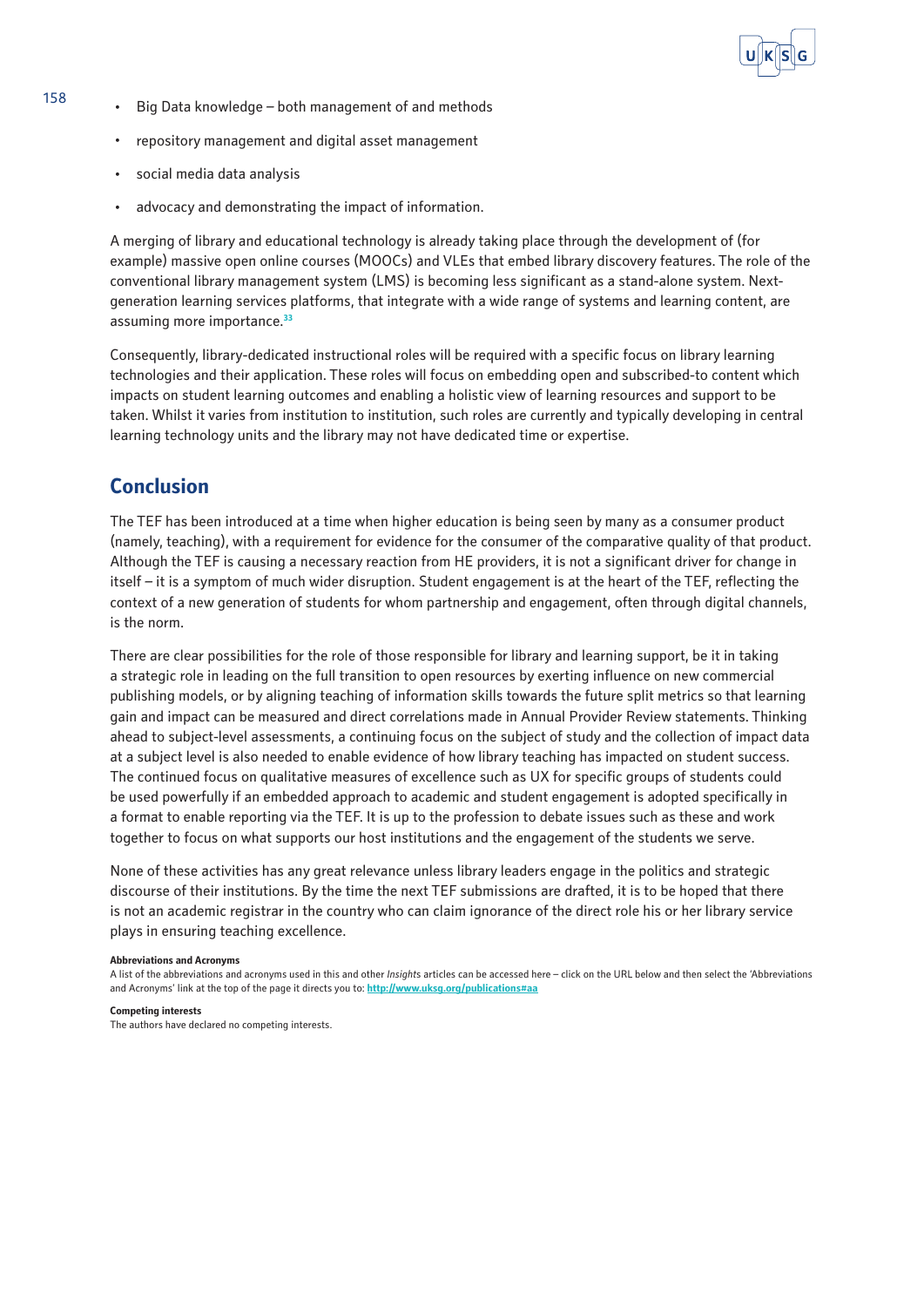- Big Data knowledge – both management of and methods
- repository management and digital asset management
- social media data analysis
- advocacy and demonstrating the impact of information.

A merging of library and educational technology is already taking place through the development of (for example) massive open online courses (MOOCs) and VLEs that embed library discovery features. The role of the conventional library management system (LMS) is becoming less significant as a stand-alone system. Next-generation learning services platforms, that integrate with a wide range of systems and learning content, are assuming more importance.[33]

Consequently, library-dedicated instructional roles will be required with a specific focus on library learning technologies and their application. These roles will focus on embedding open and subscribed-to content which impacts on student learning outcomes and enabling a holistic view of learning resources and support to be taken. Whilst it varies from institution to institution, such roles are currently and typically developing in central learning technology units and the library may not have dedicated time or expertise.

## Conclusion

The TEF has been introduced at a time when higher education is being seen by many as a consumer product (namely, teaching), with a requirement for evidence for the consumer of the comparative quality of that product. Although the TEF is causing a necessary reaction from HE providers, it is not a significant driver for change in itself – it is a symptom of much wider disruption. Student engagement is at the heart of the TEF, reflecting the context of a new generation of students for whom partnership and engagement, often through digital channels, is the norm.

There are clear possibilities for the role of those responsible for library and learning support, be it in taking a strategic role in leading on the full transition to open resources by exerting influence on new commercial publishing models, or by aligning teaching of information skills towards the future split metrics so that learning gain and impact can be measured and direct correlations made in Annual Provider Review statements. Thinking ahead to subject-level assessments, a continuing focus on the subject of study and the collection of impact data at a subject level is also needed to enable evidence of how library teaching has impacted on student success. The continued focus on qualitative measures of excellence such as UX for specific groups of students could be used powerfully if an embedded approach to academic and student engagement is adopted specifically in a format to enable reporting via the TEF. It is up to the profession to debate issues such as these and work together to focus on what supports our host institutions and the engagement of the students we serve.

None of these activities has any great relevance unless library leaders engage in the politics and strategic discourse of their institutions. By the time the next TEF submissions are drafted, it is to be hoped that there is not an academic registrar in the country who can claim ignorance of the direct role his or her library service plays in ensuring teaching excellence.

**Abbreviations and Acronyms**

A list of the abbreviations and acronyms used in this and other *Insights* articles can be accessed here – click on the URL below and then select the 'Abbreviations and Acronyms' link at the top of the page it directs you to: http://www.uksg.org/publications#aa

**Competing interests**

The authors have declared no competing interests.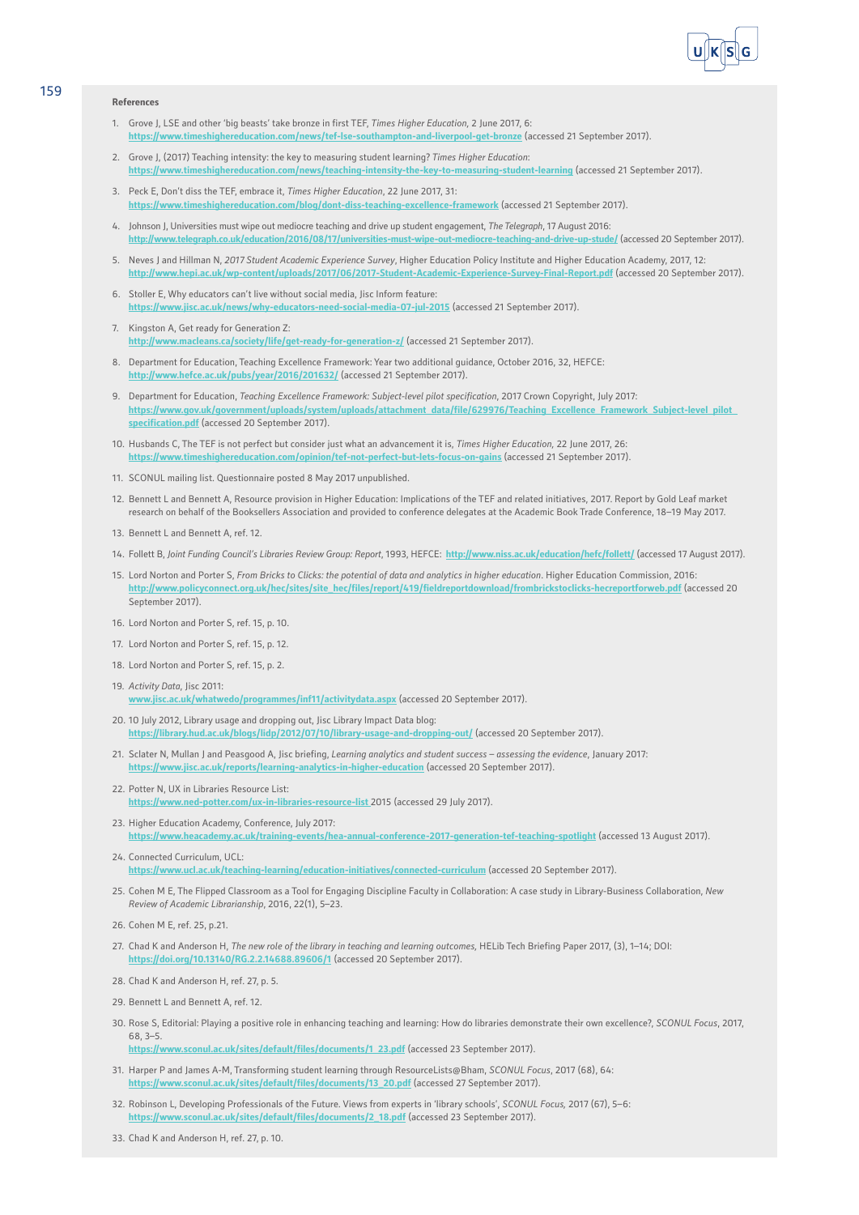**References**

1. Grove J, LSE and other 'big beasts' take bronze in first TEF, *Times Higher Education*, 2 June 2017, 6: https://www.timeshighereducation.com/news/tef-lse-southampton-and-liverpool-get-bronze (accessed 21 September 2017).

2. Grove J, (2017) Teaching intensity: the key to measuring student learning? *Times Higher Education*: https://www.timeshighereducation.com/news/teaching-intensity-the-key-to-measuring-student-learning (accessed 21 September 2017).

3. Peck E, Don't diss the TEF, embrace it, *Times Higher Education*, 22 June 2017, 31: https://www.timeshighereducation.com/blog/dont-diss-teaching-excellence-framework (accessed 21 September 2017).

4. Johnson J, Universities must wipe out mediocre teaching and drive up student engagement, *The Telegraph*, 17 August 2016: http://www.telegraph.co.uk/education/2016/08/17/universities-must-wipe-out-mediocre-teaching-and-drive-up-stude/ (accessed 20 September 2017).

5. Neves J and Hillman N, *2017 Student Academic Experience Survey*, Higher Education Policy Institute and Higher Education Academy, 2017, 12: http://www.hepi.ac.uk/wp-content/uploads/2017/06/2017-Student-Academic-Experience-Survey-Final-Report.pdf (accessed 20 September 2017).

6. Stoller E, Why educators can't live without social media, Jisc Inform feature: https://www.jisc.ac.uk/news/why-educators-need-social-media-07-jul-2015 (accessed 21 September 2017).

7. Kingston A, Get ready for Generation Z: http://www.macleans.ca/society/life/get-ready-for-generation-z/ (accessed 21 September 2017).

8. Department for Education, Teaching Excellence Framework: Year two additional guidance, October 2016, 32, HEFCE: http://www.hefce.ac.uk/pubs/year/2016/201632/ (accessed 21 September 2017).

9. Department for Education, *Teaching Excellence Framework: Subject-level pilot specification*, 2017 Crown Copyright, July 2017: https://www.gov.uk/government/uploads/system/uploads/attachment_data/file/629976/Teaching_Excellence_Framework_Subject-level_pilot_specification.pdf (accessed 20 September 2017).

10. Husbands C, The TEF is not perfect but consider just what an advancement it is, *Times Higher Education*, 22 June 2017, 26: https://www.timeshighereducation.com/opinion/tef-not-perfect-but-lets-focus-on-gains (accessed 21 September 2017).

11. SCONUL mailing list. Questionnaire posted 8 May 2017 unpublished.

12. Bennett L and Bennett A, Resource provision in Higher Education: Implications of the TEF and related initiatives, 2017. Report by Gold Leaf market research on behalf of the Booksellers Association and provided to conference delegates at the Academic Book Trade Conference, 18–19 May 2017.

13. Bennett L and Bennett A, ref. 12.

14. Follett B, *Joint Funding Council's Libraries Review Group: Report*, 1993, HEFCE: http://www.niss.ac.uk/education/hefc/follett/ (accessed 17 August 2017).

15. Lord Norton and Porter S, *From Bricks to Clicks: the potential of data and analytics in higher education*. Higher Education Commission, 2016: http://www.policyconnect.org.uk/hec/sites/site_hec/files/report/419/fieldreportdownload/frombrickstoclicks-hecreportforweb.pdf (accessed 20 September 2017).

16. Lord Norton and Porter S, ref. 15, p. 10.

17. Lord Norton and Porter S, ref. 15, p. 12.

18. Lord Norton and Porter S, ref. 15, p. 2.

19. *Activity Data*, Jisc 2011: www.jisc.ac.uk/whatwedo/programmes/inf11/activitydata.aspx (accessed 20 September 2017).

20. 10 July 2012, Library usage and dropping out, Jisc Library Impact Data blog: https://library.hud.ac.uk/blogs/lidp/2012/07/10/library-usage-and-dropping-out/ (accessed 20 September 2017).

21. Sclater N, Mullan J and Peasgood A, Jisc briefing, *Learning analytics and student success – assessing the evidence*, January 2017: https://www.jisc.ac.uk/reports/learning-analytics-in-higher-education (accessed 20 September 2017).

22. Potter N, UX in Libraries Resource List: https://www.ned-potter.com/ux-in-libraries-resource-list 2015 (accessed 29 July 2017).

23. Higher Education Academy, Conference, July 2017: https://www.heacademy.ac.uk/training-events/hea-annual-conference-2017-generation-tef-teaching-spotlight (accessed 13 August 2017).

24. Connected Curriculum, UCL: https://www.ucl.ac.uk/teaching-learning/education-initiatives/connected-curriculum (accessed 20 September 2017).

25. Cohen M E, The Flipped Classroom as a Tool for Engaging Discipline Faculty in Collaboration: A case study in Library-Business Collaboration, *New Review of Academic Librarianship*, 2016, 22(1), 5–23.

26. Cohen M E, ref. 25, p.21.

27. Chad K and Anderson H, *The new role of the library in teaching and learning outcomes*, HELib Tech Briefing Paper 2017, (3), 1–14; DOI: https://doi.org/10.13140/RG.2.2.14688.89606/1 (accessed 20 September 2017).

28. Chad K and Anderson H, ref. 27, p. 5.

29. Bennett L and Bennett A, ref. 12.

30. Rose S, Editorial: Playing a positive role in enhancing teaching and learning: How do libraries demonstrate their own excellence?, *SCONUL Focus*, 2017, 68, 3–5. https://www.sconul.ac.uk/sites/default/files/documents/1_23.pdf (accessed 23 September 2017).

31. Harper P and James A-M, Transforming student learning through ResourceLists@Bham, *SCONUL Focus*, 2017 (68), 64: https://www.sconul.ac.uk/sites/default/files/documents/13_20.pdf (accessed 27 September 2017).

32. Robinson L, Developing Professionals of the Future. Views from experts in 'library schools', *SCONUL Focus,* 2017 (67), 5–6: https://www.sconul.ac.uk/sites/default/files/documents/2_18.pdf (accessed 23 September 2017).

33. Chad K and Anderson H, ref. 27, p. 10.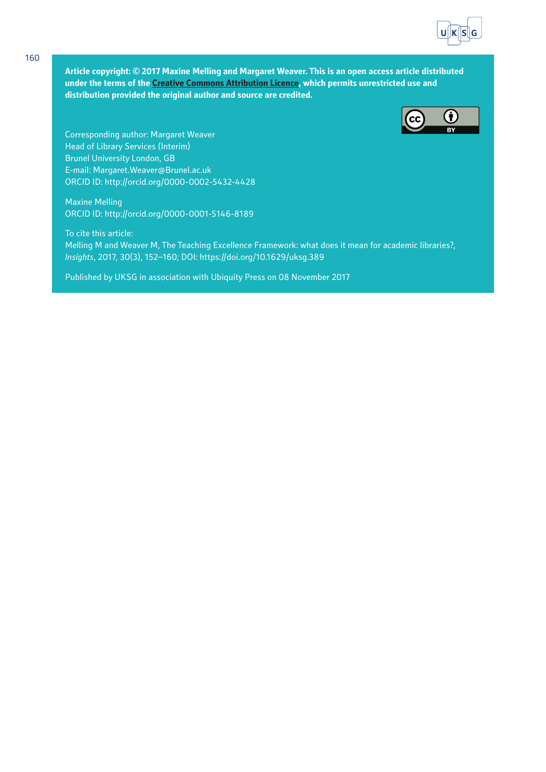**Article copyright: © 2017 Maxine Melling and Margaret Weaver. This is an open access article distributed under the terms of the Creative Commons Attribution Licence, which permits unrestricted use and distribution provided the original author and source are credited.**

Corresponding author: Margaret Weaver
Head of Library Services (Interim)
Brunel University London, GB
E-mail: Margaret.Weaver@Brunel.ac.uk
ORCID ID: http://orcid.org/0000-0002-5432-4428

Maxine Melling
ORCID ID: http://orcid.org/0000-0001-5146-8189

To cite this article:
Melling M and Weaver M, The Teaching Excellence Framework: what does it mean for academic libraries?, *Insights*, 2017, 30(3), 152–160; DOI: https://doi.org/10.1629/uksg.389

Published by UKSG in association with Ubiquity Press on 08 November 2017